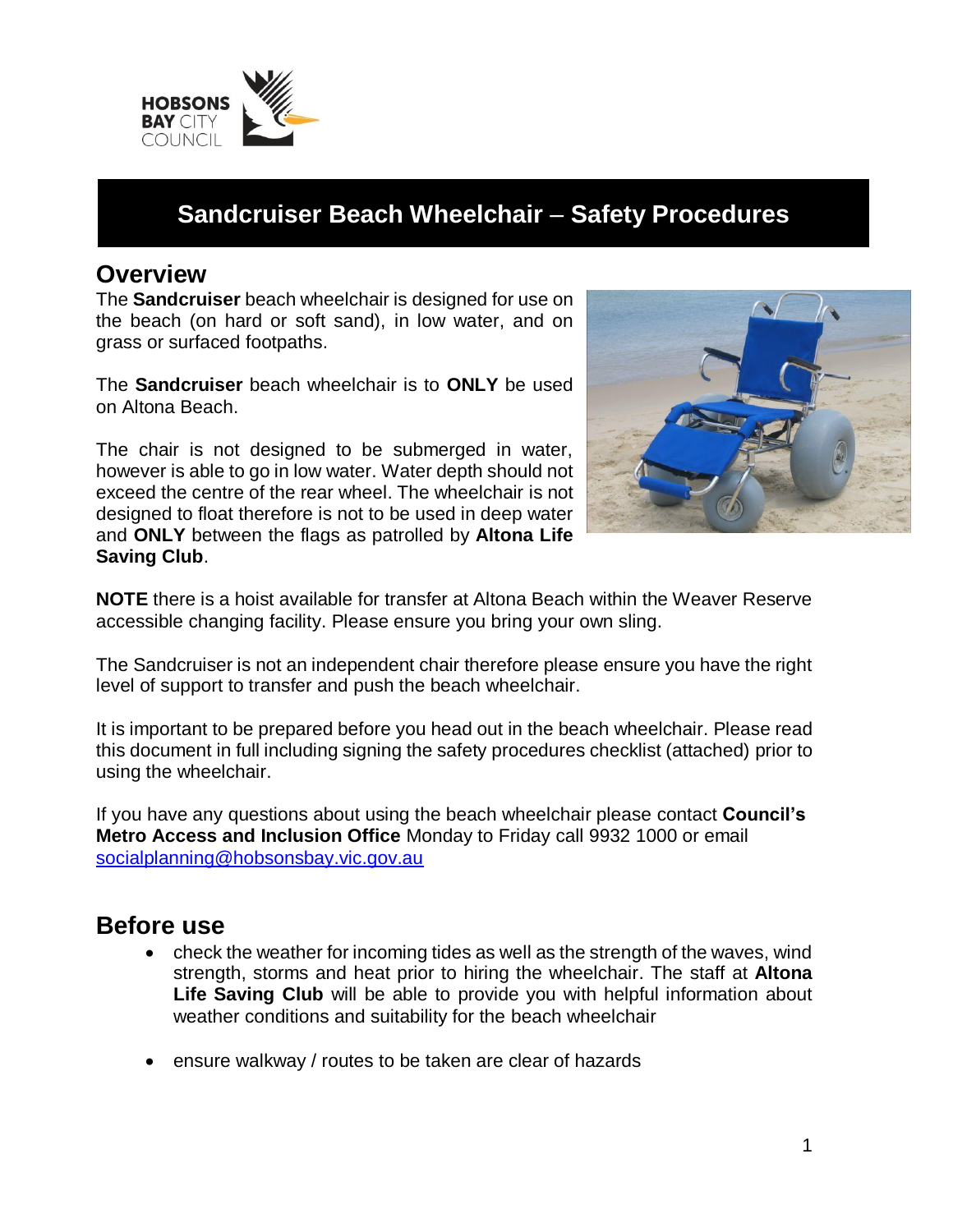# Sandcruiser Beach Wheelchair – Safety Procedures

## Overview

The **Sandcruiser** beach wheelchair is designed for use on the beach (on hard or soft sand), in low water, and on grass or surfaced footpaths.

The **Sandcruiser** beach wheelchair is to **ONLY** be used on Altona Beach.

The chair is not designed to be submerged in water, however is able to go in low water. Water depth should not exceed the centre of the rear wheel. The wheelchair is not designed to float therefore is not to be used in deep water and **ONLY** between the flags as patrolled by **Altona Life Saving Club**.

**NOTE** there is a hoist available for transfer at Altona Beach within the Weaver Reserve accessible changing facility. Please ensure you bring your own sling.

The Sandcruiser is not an independent chair therefore please ensure you have the right level of support to transfer and push the beach wheelchair.

It is important to be prepared before you head out in the beach wheelchair. Please read this document in full including signing the safety procedures checklist (attached) prior to using the wheelchair.

If you have any questions about using the beach wheelchair please contact **Council's Metro Access and Inclusion Office** Monday to Friday call 9932 1000 or email socialplanning@hobsonsbay.vic.gov.au

## Before use

- check the weather for incoming tides as well as the strength of the waves, wind strength, storms and heat prior to hiring the wheelchair. The staff at **Altona Life Saving Club** will be able to provide you with helpful information about weather conditions and suitability for the beach wheelchair

- ensure walkway / routes to be taken are clear of hazards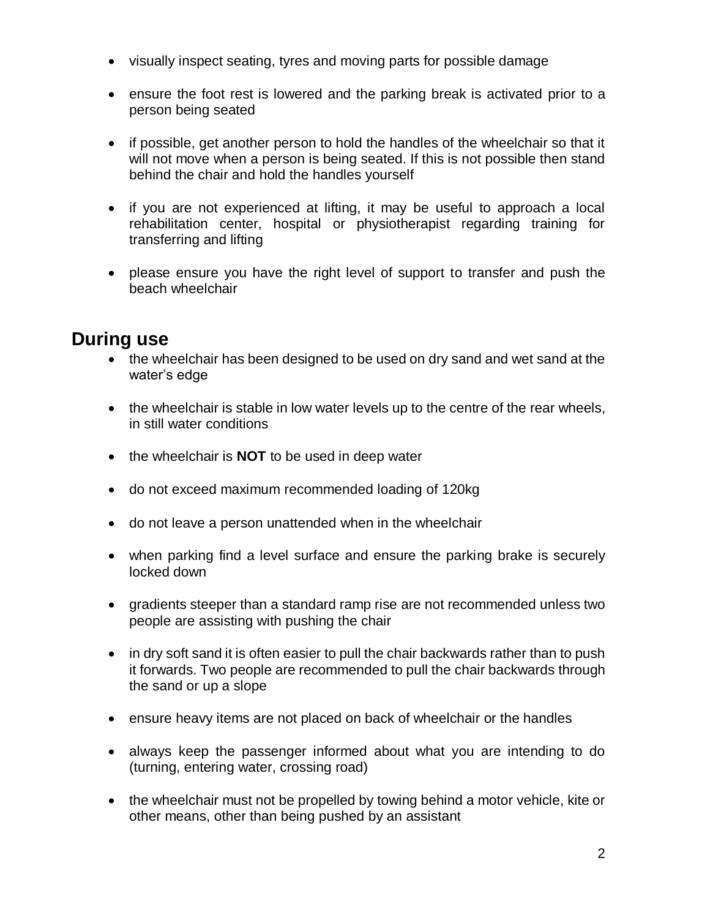- visually inspect seating, tyres and moving parts for possible damage

- ensure the foot rest is lowered and the parking break is activated prior to a person being seated

- if possible, get another person to hold the handles of the wheelchair so that it will not move when a person is being seated. If this is not possible then stand behind the chair and hold the handles yourself

- if you are not experienced at lifting, it may be useful to approach a local rehabilitation center, hospital or physiotherapist regarding training for transferring and lifting

- please ensure you have the right level of support to transfer and push the beach wheelchair

## During use

- the wheelchair has been designed to be used on dry sand and wet sand at the water's edge

- the wheelchair is stable in low water levels up to the centre of the rear wheels, in still water conditions

- the wheelchair is **NOT** to be used in deep water

- do not exceed maximum recommended loading of 120kg

- do not leave a person unattended when in the wheelchair

- when parking find a level surface and ensure the parking brake is securely locked down

- gradients steeper than a standard ramp rise are not recommended unless two people are assisting with pushing the chair

- in dry soft sand it is often easier to pull the chair backwards rather than to push it forwards. Two people are recommended to pull the chair backwards through the sand or up a slope

- ensure heavy items are not placed on back of wheelchair or the handles

- always keep the passenger informed about what you are intending to do (turning, entering water, crossing road)

- the wheelchair must not be propelled by towing behind a motor vehicle, kite or other means, other than being pushed by an assistant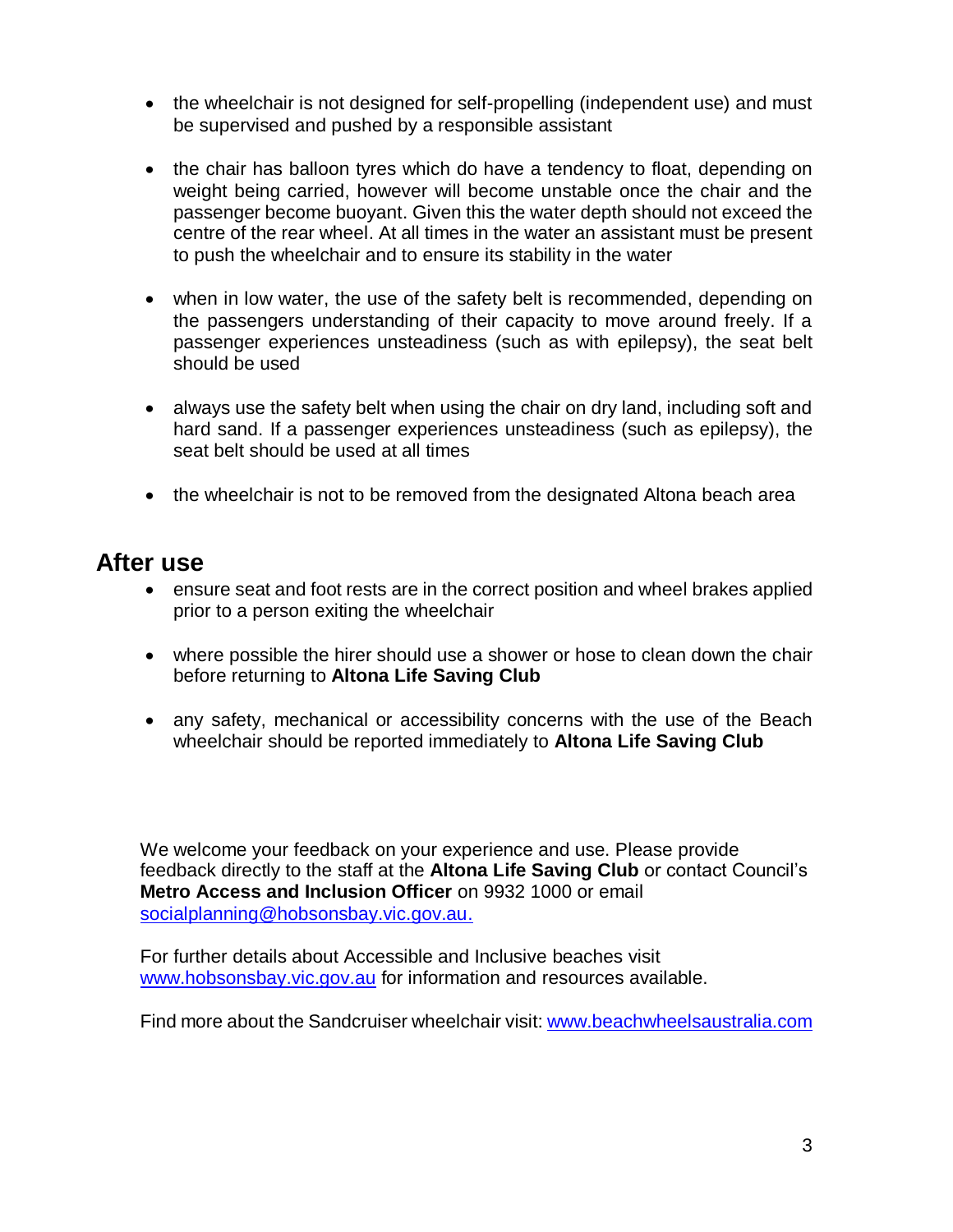- the wheelchair is not designed for self-propelling (independent use) and must be supervised and pushed by a responsible assistant

- the chair has balloon tyres which do have a tendency to float, depending on weight being carried, however will become unstable once the chair and the passenger become buoyant. Given this the water depth should not exceed the centre of the rear wheel. At all times in the water an assistant must be present to push the wheelchair and to ensure its stability in the water

- when in low water, the use of the safety belt is recommended, depending on the passengers understanding of their capacity to move around freely. If a passenger experiences unsteadiness (such as with epilepsy), the seat belt should be used

- always use the safety belt when using the chair on dry land, including soft and hard sand. If a passenger experiences unsteadiness (such as epilepsy), the seat belt should be used at all times

- the wheelchair is not to be removed from the designated Altona beach area

## After use

- ensure seat and foot rests are in the correct position and wheel brakes applied prior to a person exiting the wheelchair

- where possible the hirer should use a shower or hose to clean down the chair before returning to **Altona Life Saving Club**

- any safety, mechanical or accessibility concerns with the use of the Beach wheelchair should be reported immediately to **Altona Life Saving Club**

We welcome your feedback on your experience and use. Please provide feedback directly to the staff at the **Altona Life Saving Club** or contact Council's **Metro Access and Inclusion Officer** on 9932 1000 or email socialplanning@hobsonsbay.vic.gov.au.

For further details about Accessible and Inclusive beaches visit www.hobsonsbay.vic.gov.au for information and resources available.

Find more about the Sandcruiser wheelchair visit: www.beachwheelsaustralia.com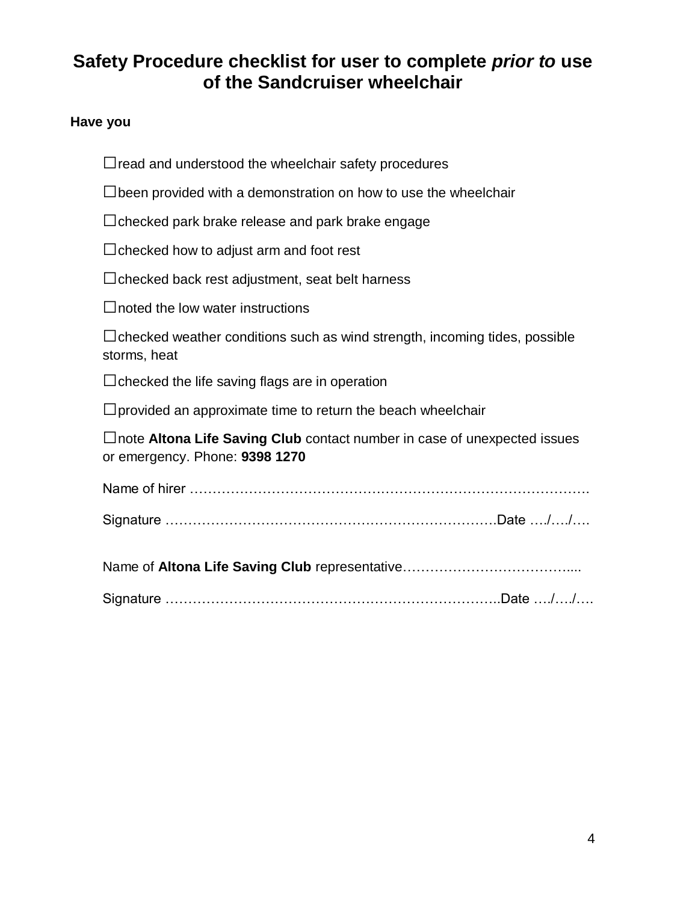# Safety Procedure checklist for user to complete *prior to* use of the Sandcruiser wheelchair

**Have you**

☐read and understood the wheelchair safety procedures

☐been provided with a demonstration on how to use the wheelchair

☐checked park brake release and park brake engage

☐checked how to adjust arm and foot rest

☐checked back rest adjustment, seat belt harness

☐noted the low water instructions

☐checked weather conditions such as wind strength, incoming tides, possible storms, heat

☐checked the life saving flags are in operation

☐provided an approximate time to return the beach wheelchair

☐note **Altona Life Saving Club** contact number in case of unexpected issues or emergency. Phone: **9398 1270**

Name of hirer …………………………………………………………………………….

Signature ……………………………………………………………….Date …./…./….

Name of **Altona Life Saving Club** representative……………………………….....

Signature ………………………………………………………………..Date …./…./….